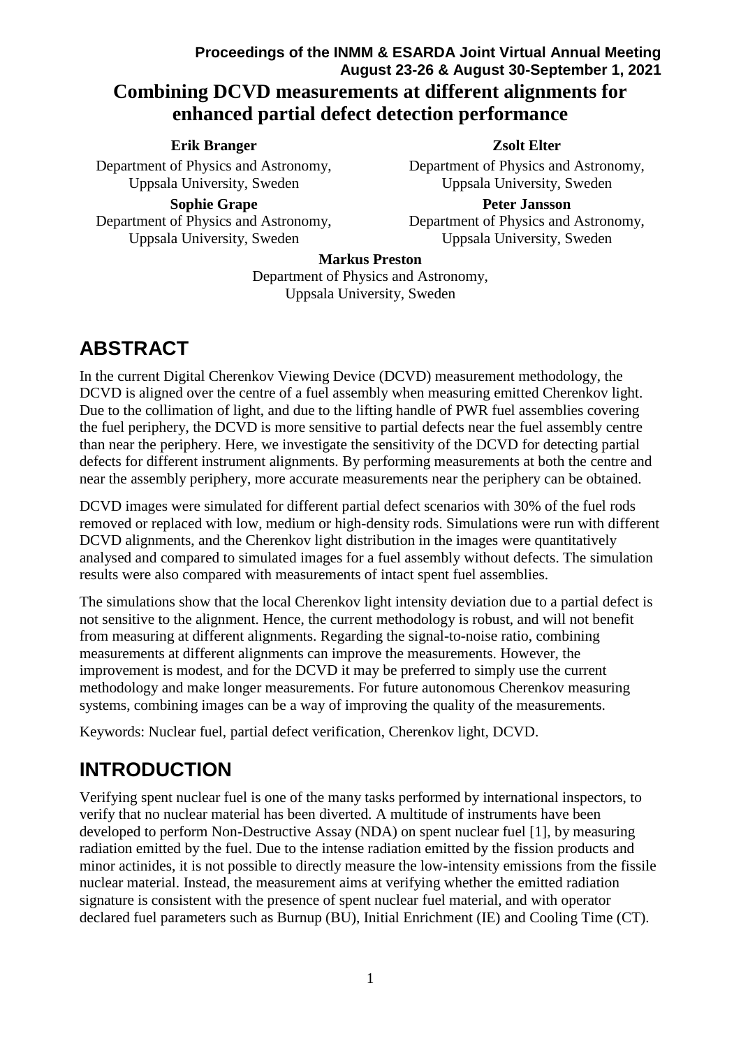# Combining DCVD measurements at different alignments for enhanced partial defect detection performance

**Erik Branger**
Department of Physics and Astronomy, Uppsala University, Sweden

**Zsolt Elter**
Department of Physics and Astronomy, Uppsala University, Sweden

**Sophie Grape**
Department of Physics and Astronomy, Uppsala University, Sweden

**Peter Jansson**
Department of Physics and Astronomy, Uppsala University, Sweden

**Markus Preston**
Department of Physics and Astronomy, Uppsala University, Sweden

## ABSTRACT

In the current Digital Cherenkov Viewing Device (DCVD) measurement methodology, the DCVD is aligned over the centre of a fuel assembly when measuring emitted Cherenkov light. Due to the collimation of light, and due to the lifting handle of PWR fuel assemblies covering the fuel periphery, the DCVD is more sensitive to partial defects near the fuel assembly centre than near the periphery. Here, we investigate the sensitivity of the DCVD for detecting partial defects for different instrument alignments. By performing measurements at both the centre and near the assembly periphery, more accurate measurements near the periphery can be obtained.

DCVD images were simulated for different partial defect scenarios with 30% of the fuel rods removed or replaced with low, medium or high-density rods. Simulations were run with different DCVD alignments, and the Cherenkov light distribution in the images were quantitatively analysed and compared to simulated images for a fuel assembly without defects. The simulation results were also compared with measurements of intact spent fuel assemblies.

The simulations show that the local Cherenkov light intensity deviation due to a partial defect is not sensitive to the alignment. Hence, the current methodology is robust, and will not benefit from measuring at different alignments. Regarding the signal-to-noise ratio, combining measurements at different alignments can improve the measurements. However, the improvement is modest, and for the DCVD it may be preferred to simply use the current methodology and make longer measurements. For future autonomous Cherenkov measuring systems, combining images can be a way of improving the quality of the measurements.

Keywords: Nuclear fuel, partial defect verification, Cherenkov light, DCVD.

## INTRODUCTION

Verifying spent nuclear fuel is one of the many tasks performed by international inspectors, to verify that no nuclear material has been diverted. A multitude of instruments have been developed to perform Non-Destructive Assay (NDA) on spent nuclear fuel [1], by measuring radiation emitted by the fuel. Due to the intense radiation emitted by the fission products and minor actinides, it is not possible to directly measure the low-intensity emissions from the fissile nuclear material. Instead, the measurement aims at verifying whether the emitted radiation signature is consistent with the presence of spent nuclear fuel material, and with operator declared fuel parameters such as Burnup (BU), Initial Enrichment (IE) and Cooling Time (CT).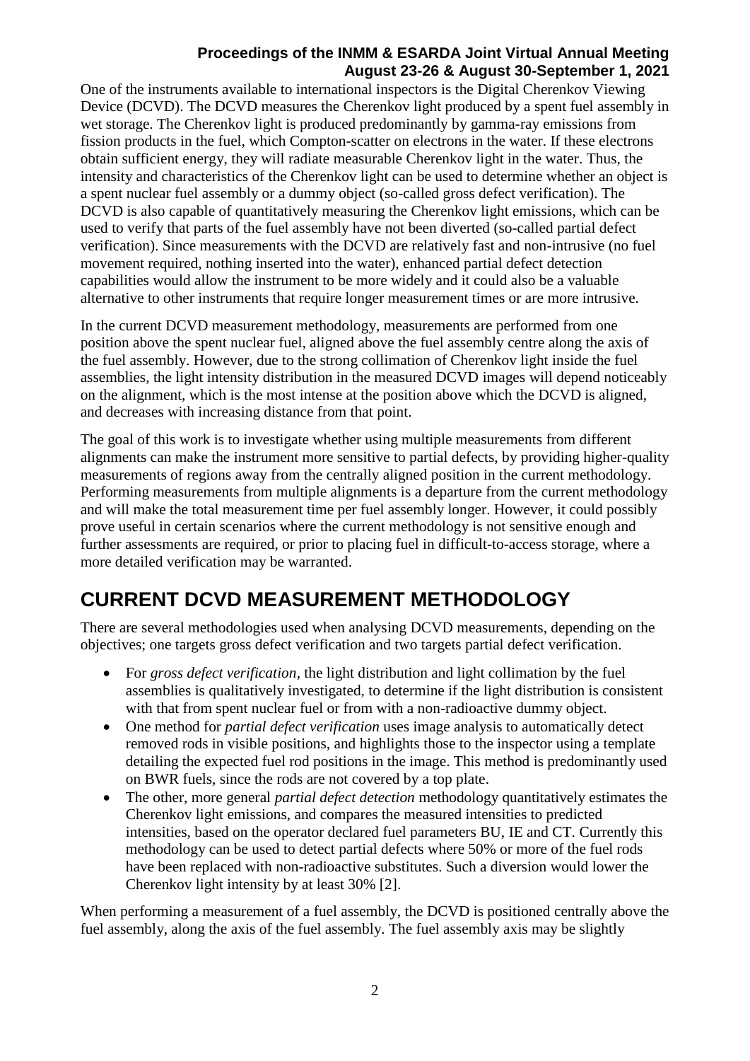One of the instruments available to international inspectors is the Digital Cherenkov Viewing Device (DCVD). The DCVD measures the Cherenkov light produced by a spent fuel assembly in wet storage. The Cherenkov light is produced predominantly by gamma-ray emissions from fission products in the fuel, which Compton-scatter on electrons in the water. If these electrons obtain sufficient energy, they will radiate measurable Cherenkov light in the water. Thus, the intensity and characteristics of the Cherenkov light can be used to determine whether an object is a spent nuclear fuel assembly or a dummy object (so-called gross defect verification). The DCVD is also capable of quantitatively measuring the Cherenkov light emissions, which can be used to verify that parts of the fuel assembly have not been diverted (so-called partial defect verification). Since measurements with the DCVD are relatively fast and non-intrusive (no fuel movement required, nothing inserted into the water), enhanced partial defect detection capabilities would allow the instrument to be more widely and it could also be a valuable alternative to other instruments that require longer measurement times or are more intrusive.

In the current DCVD measurement methodology, measurements are performed from one position above the spent nuclear fuel, aligned above the fuel assembly centre along the axis of the fuel assembly. However, due to the strong collimation of Cherenkov light inside the fuel assemblies, the light intensity distribution in the measured DCVD images will depend noticeably on the alignment, which is the most intense at the position above which the DCVD is aligned, and decreases with increasing distance from that point.

The goal of this work is to investigate whether using multiple measurements from different alignments can make the instrument more sensitive to partial defects, by providing higher-quality measurements of regions away from the centrally aligned position in the current methodology. Performing measurements from multiple alignments is a departure from the current methodology and will make the total measurement time per fuel assembly longer. However, it could possibly prove useful in certain scenarios where the current methodology is not sensitive enough and further assessments are required, or prior to placing fuel in difficult-to-access storage, where a more detailed verification may be warranted.

# CURRENT DCVD MEASUREMENT METHODOLOGY

There are several methodologies used when analysing DCVD measurements, depending on the objectives; one targets gross defect verification and two targets partial defect verification.

- For *gross defect verification*, the light distribution and light collimation by the fuel assemblies is qualitatively investigated, to determine if the light distribution is consistent with that from spent nuclear fuel or from with a non-radioactive dummy object.
- One method for *partial defect verification* uses image analysis to automatically detect removed rods in visible positions, and highlights those to the inspector using a template detailing the expected fuel rod positions in the image. This method is predominantly used on BWR fuels, since the rods are not covered by a top plate.
- The other, more general *partial defect detection* methodology quantitatively estimates the Cherenkov light emissions, and compares the measured intensities to predicted intensities, based on the operator declared fuel parameters BU, IE and CT. Currently this methodology can be used to detect partial defects where 50% or more of the fuel rods have been replaced with non-radioactive substitutes. Such a diversion would lower the Cherenkov light intensity by at least 30% [2].

When performing a measurement of a fuel assembly, the DCVD is positioned centrally above the fuel assembly, along the axis of the fuel assembly. The fuel assembly axis may be slightly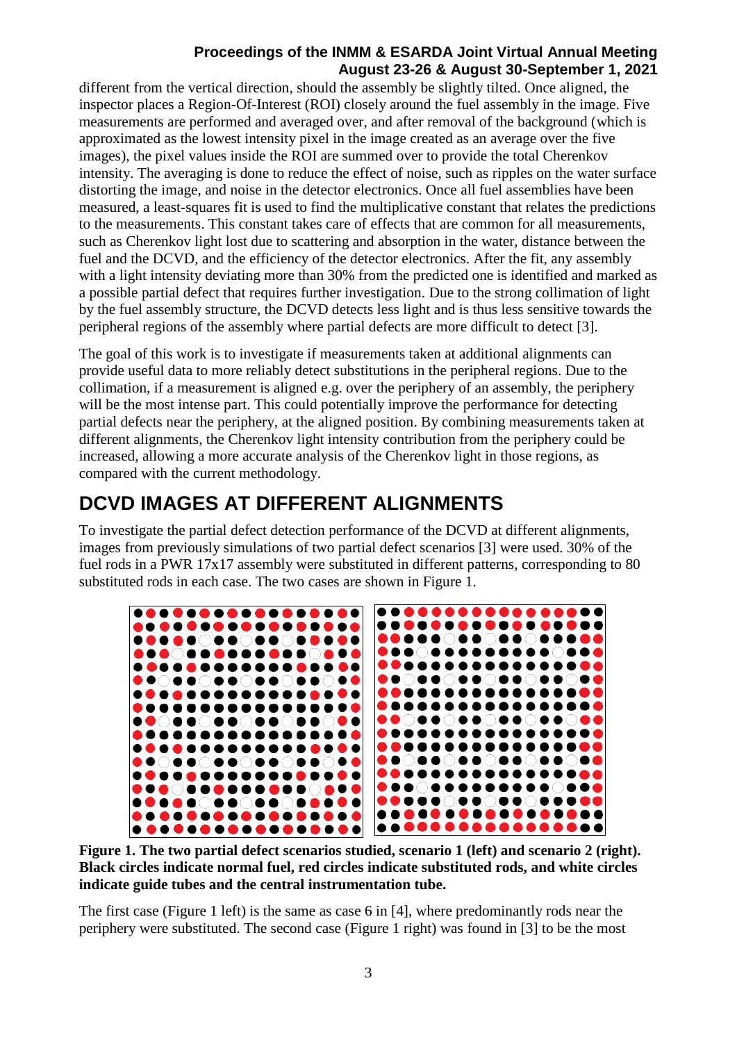different from the vertical direction, should the assembly be slightly tilted. Once aligned, the inspector places a Region-Of-Interest (ROI) closely around the fuel assembly in the image. Five measurements are performed and averaged over, and after removal of the background (which is approximated as the lowest intensity pixel in the image created as an average over the five images), the pixel values inside the ROI are summed over to provide the total Cherenkov intensity. The averaging is done to reduce the effect of noise, such as ripples on the water surface distorting the image, and noise in the detector electronics. Once all fuel assemblies have been measured, a least-squares fit is used to find the multiplicative constant that relates the predictions to the measurements. This constant takes care of effects that are common for all measurements, such as Cherenkov light lost due to scattering and absorption in the water, distance between the fuel and the DCVD, and the efficiency of the detector electronics. After the fit, any assembly with a light intensity deviating more than 30% from the predicted one is identified and marked as a possible partial defect that requires further investigation. Due to the strong collimation of light by the fuel assembly structure, the DCVD detects less light and is thus less sensitive towards the peripheral regions of the assembly where partial defects are more difficult to detect [3].

The goal of this work is to investigate if measurements taken at additional alignments can provide useful data to more reliably detect substitutions in the peripheral regions. Due to the collimation, if a measurement is aligned e.g. over the periphery of an assembly, the periphery will be the most intense part. This could potentially improve the performance for detecting partial defects near the periphery, at the aligned position. By combining measurements taken at different alignments, the Cherenkov light intensity contribution from the periphery could be increased, allowing a more accurate analysis of the Cherenkov light in those regions, as compared with the current methodology.

# DCVD IMAGES AT DIFFERENT ALIGNMENTS

To investigate the partial defect detection performance of the DCVD at different alignments, images from previously simulations of two partial defect scenarios [3] were used. 30% of the fuel rods in a PWR 17x17 assembly were substituted in different patterns, corresponding to 80 substituted rods in each case. The two cases are shown in Figure 1.

**Figure 1. The two partial defect scenarios studied, scenario 1 (left) and scenario 2 (right). Black circles indicate normal fuel, red circles indicate substituted rods, and white circles indicate guide tubes and the central instrumentation tube.**

The first case (Figure 1 left) is the same as case 6 in [4], where predominantly rods near the periphery were substituted. The second case (Figure 1 right) was found in [3] to be the most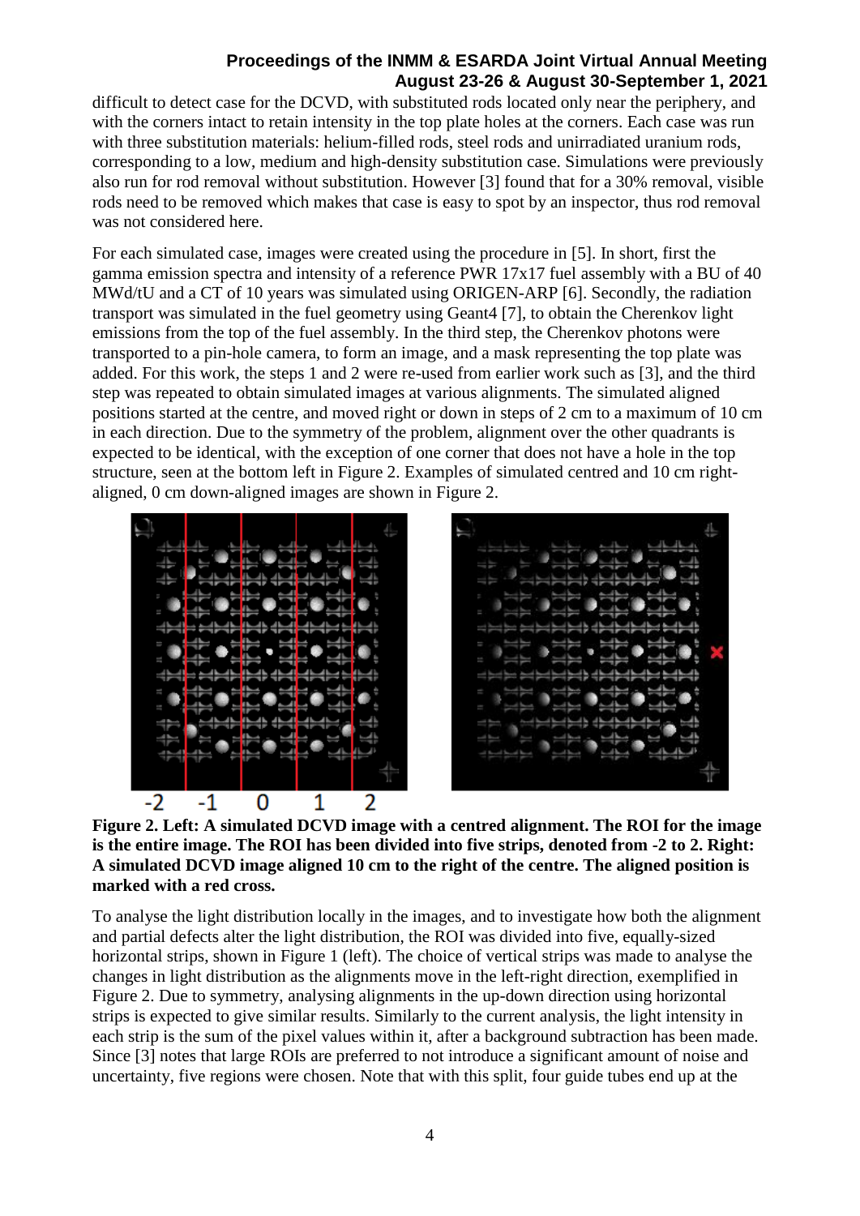difficult to detect case for the DCVD, with substituted rods located only near the periphery, and with the corners intact to retain intensity in the top plate holes at the corners. Each case was run with three substitution materials: helium-filled rods, steel rods and unirradiated uranium rods, corresponding to a low, medium and high-density substitution case. Simulations were previously also run for rod removal without substitution. However [3] found that for a 30% removal, visible rods need to be removed which makes that case is easy to spot by an inspector, thus rod removal was not considered here.

For each simulated case, images were created using the procedure in [5]. In short, first the gamma emission spectra and intensity of a reference PWR 17x17 fuel assembly with a BU of 40 MWd/tU and a CT of 10 years was simulated using ORIGEN-ARP [6]. Secondly, the radiation transport was simulated in the fuel geometry using Geant4 [7], to obtain the Cherenkov light emissions from the top of the fuel assembly. In the third step, the Cherenkov photons were transported to a pin-hole camera, to form an image, and a mask representing the top plate was added. For this work, the steps 1 and 2 were re-used from earlier work such as [3], and the third step was repeated to obtain simulated images at various alignments. The simulated aligned positions started at the centre, and moved right or down in steps of 2 cm to a maximum of 10 cm in each direction. Due to the symmetry of the problem, alignment over the other quadrants is expected to be identical, with the exception of one corner that does not have a hole in the top structure, seen at the bottom left in Figure 2. Examples of simulated centred and 10 cm right-aligned, 0 cm down-aligned images are shown in Figure 2.

**Figure 2. Left: A simulated DCVD image with a centred alignment. The ROI for the image is the entire image. The ROI has been divided into five strips, denoted from -2 to 2. Right: A simulated DCVD image aligned 10 cm to the right of the centre. The aligned position is marked with a red cross.**

To analyse the light distribution locally in the images, and to investigate how both the alignment and partial defects alter the light distribution, the ROI was divided into five, equally-sized horizontal strips, shown in Figure 1 (left). The choice of vertical strips was made to analyse the changes in light distribution as the alignments move in the left-right direction, exemplified in Figure 2. Due to symmetry, analysing alignments in the up-down direction using horizontal strips is expected to give similar results. Similarly to the current analysis, the light intensity in each strip is the sum of the pixel values within it, after a background subtraction has been made. Since [3] notes that large ROIs are preferred to not introduce a significant amount of noise and uncertainty, five regions were chosen. Note that with this split, four guide tubes end up at the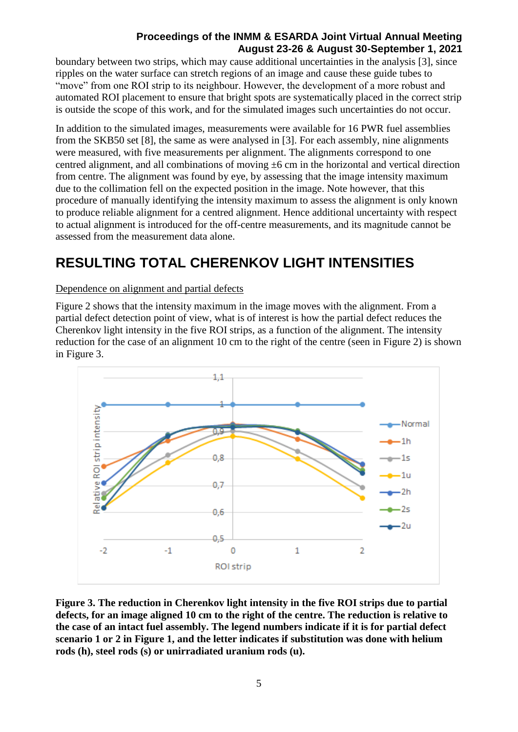boundary between two strips, which may cause additional uncertainties in the analysis [3], since ripples on the water surface can stretch regions of an image and cause these guide tubes to "move" from one ROI strip to its neighbour. However, the development of a more robust and automated ROI placement to ensure that bright spots are systematically placed in the correct strip is outside the scope of this work, and for the simulated images such uncertainties do not occur.

In addition to the simulated images, measurements were available for 16 PWR fuel assemblies from the SKB50 set [8], the same as were analysed in [3]. For each assembly, nine alignments were measured, with five measurements per alignment. The alignments correspond to one centred alignment, and all combinations of moving ±6 cm in the horizontal and vertical direction from centre. The alignment was found by eye, by assessing that the image intensity maximum due to the collimation fell on the expected position in the image. Note however, that this procedure of manually identifying the intensity maximum to assess the alignment is only known to produce reliable alignment for a centred alignment. Hence additional uncertainty with respect to actual alignment is introduced for the off-centre measurements, and its magnitude cannot be assessed from the measurement data alone.

# RESULTING TOTAL CHERENKOV LIGHT INTENSITIES

Dependence on alignment and partial defects

Figure 2 shows that the intensity maximum in the image moves with the alignment. From a partial defect detection point of view, what is of interest is how the partial defect reduces the Cherenkov light intensity in the five ROI strips, as a function of the alignment. The intensity reduction for the case of an alignment 10 cm to the right of the centre (seen in Figure 2) is shown in Figure 3.

**Figure 3. The reduction in Cherenkov light intensity in the five ROI strips due to partial defects, for an image aligned 10 cm to the right of the centre. The reduction is relative to the case of an intact fuel assembly. The legend numbers indicate if it is for partial defect scenario 1 or 2 in Figure 1, and the letter indicates if substitution was done with helium rods (h), steel rods (s) or unirradiated uranium rods (u).**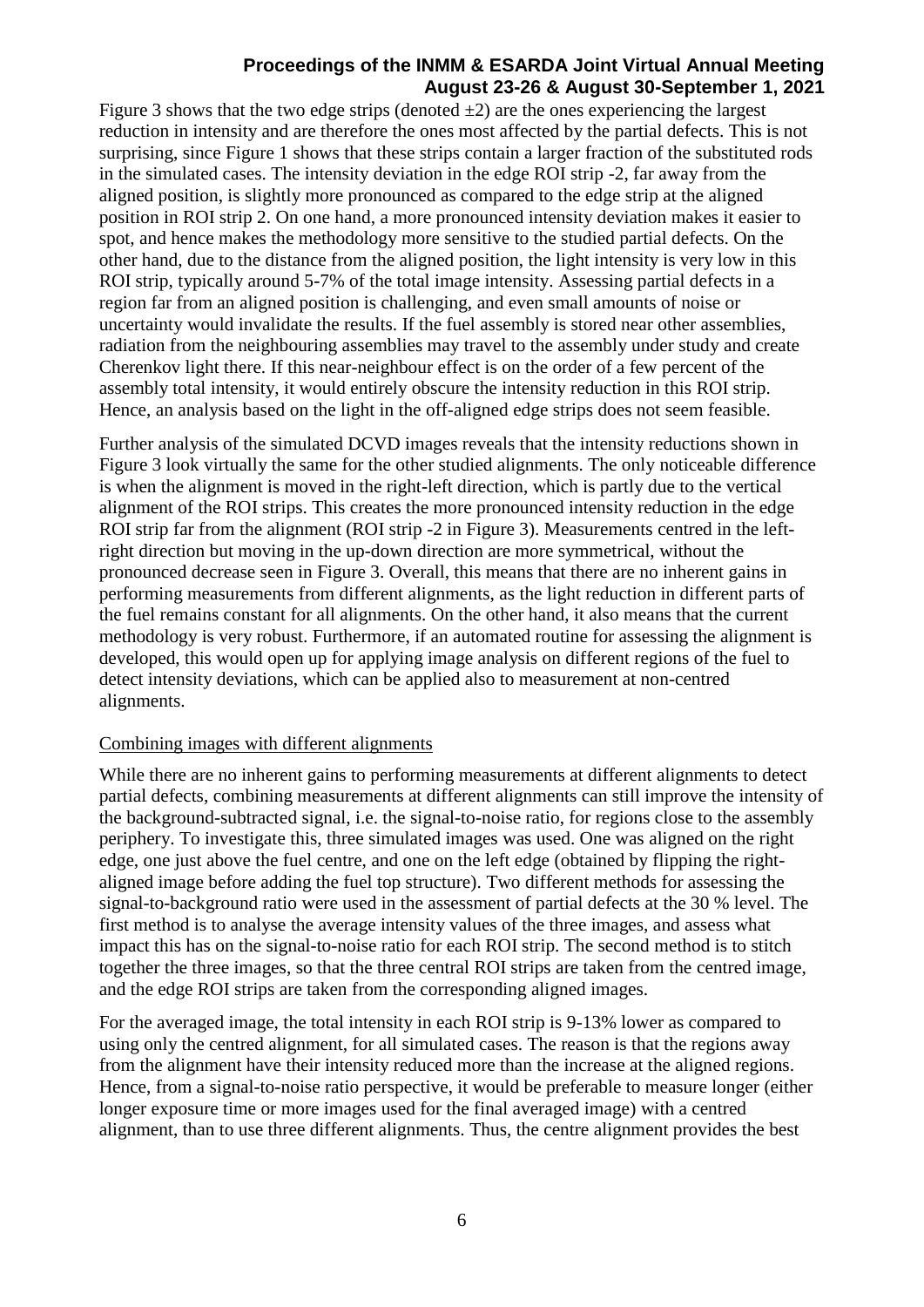Figure 3 shows that the two edge strips (denoted $\pm 2$) are the ones experiencing the largest reduction in intensity and are therefore the ones most affected by the partial defects. This is not surprising, since Figure 1 shows that these strips contain a larger fraction of the substituted rods in the simulated cases. The intensity deviation in the edge ROI strip -2, far away from the aligned position, is slightly more pronounced as compared to the edge strip at the aligned position in ROI strip 2. On one hand, a more pronounced intensity deviation makes it easier to spot, and hence makes the methodology more sensitive to the studied partial defects. On the other hand, due to the distance from the aligned position, the light intensity is very low in this ROI strip, typically around 5-7% of the total image intensity. Assessing partial defects in a region far from an aligned position is challenging, and even small amounts of noise or uncertainty would invalidate the results. If the fuel assembly is stored near other assemblies, radiation from the neighbouring assemblies may travel to the assembly under study and create Cherenkov light there. If this near-neighbour effect is on the order of a few percent of the assembly total intensity, it would entirely obscure the intensity reduction in this ROI strip. Hence, an analysis based on the light in the off-aligned edge strips does not seem feasible.

Further analysis of the simulated DCVD images reveals that the intensity reductions shown in Figure 3 look virtually the same for the other studied alignments. The only noticeable difference is when the alignment is moved in the right-left direction, which is partly due to the vertical alignment of the ROI strips. This creates the more pronounced intensity reduction in the edge ROI strip far from the alignment (ROI strip -2 in Figure 3). Measurements centred in the left-right direction but moving in the up-down direction are more symmetrical, without the pronounced decrease seen in Figure 3. Overall, this means that there are no inherent gains in performing measurements from different alignments, as the light reduction in different parts of the fuel remains constant for all alignments. On the other hand, it also means that the current methodology is very robust. Furthermore, if an automated routine for assessing the alignment is developed, this would open up for applying image analysis on different regions of the fuel to detect intensity deviations, which can be applied also to measurement at non-centred alignments.

### Combining images with different alignments

While there are no inherent gains to performing measurements at different alignments to detect partial defects, combining measurements at different alignments can still improve the intensity of the background-subtracted signal, i.e. the signal-to-noise ratio, for regions close to the assembly periphery. To investigate this, three simulated images was used. One was aligned on the right edge, one just above the fuel centre, and one on the left edge (obtained by flipping the right-aligned image before adding the fuel top structure). Two different methods for assessing the signal-to-background ratio were used in the assessment of partial defects at the 30 % level. The first method is to analyse the average intensity values of the three images, and assess what impact this has on the signal-to-noise ratio for each ROI strip. The second method is to stitch together the three images, so that the three central ROI strips are taken from the centred image, and the edge ROI strips are taken from the corresponding aligned images.

For the averaged image, the total intensity in each ROI strip is 9-13% lower as compared to using only the centred alignment, for all simulated cases. The reason is that the regions away from the alignment have their intensity reduced more than the increase at the aligned regions. Hence, from a signal-to-noise ratio perspective, it would be preferable to measure longer (either longer exposure time or more images used for the final averaged image) with a centred alignment, than to use three different alignments. Thus, the centre alignment provides the best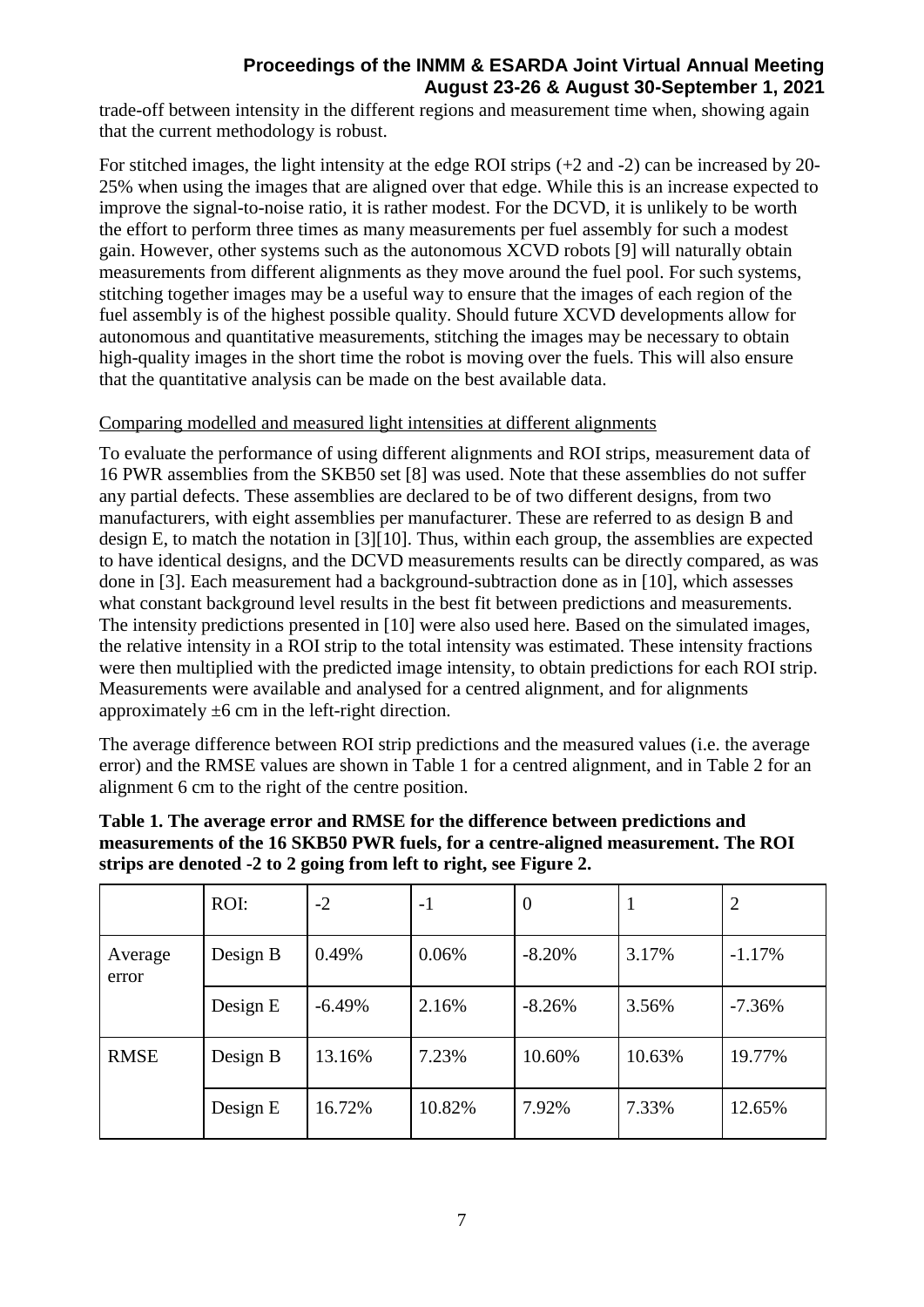trade-off between intensity in the different regions and measurement time when, showing again that the current methodology is robust.

For stitched images, the light intensity at the edge ROI strips (+2 and -2) can be increased by 20-25% when using the images that are aligned over that edge. While this is an increase expected to improve the signal-to-noise ratio, it is rather modest. For the DCVD, it is unlikely to be worth the effort to perform three times as many measurements per fuel assembly for such a modest gain. However, other systems such as the autonomous XCVD robots [9] will naturally obtain measurements from different alignments as they move around the fuel pool. For such systems, stitching together images may be a useful way to ensure that the images of each region of the fuel assembly is of the highest possible quality. Should future XCVD developments allow for autonomous and quantitative measurements, stitching the images may be necessary to obtain high-quality images in the short time the robot is moving over the fuels. This will also ensure that the quantitative analysis can be made on the best available data.

Comparing modelled and measured light intensities at different alignments

To evaluate the performance of using different alignments and ROI strips, measurement data of 16 PWR assemblies from the SKB50 set [8] was used. Note that these assemblies do not suffer any partial defects. These assemblies are declared to be of two different designs, from two manufacturers, with eight assemblies per manufacturer. These are referred to as design B and design E, to match the notation in [3][10]. Thus, within each group, the assemblies are expected to have identical designs, and the DCVD measurements results can be directly compared, as was done in [3]. Each measurement had a background-subtraction done as in [10], which assesses what constant background level results in the best fit between predictions and measurements. The intensity predictions presented in [10] were also used here. Based on the simulated images, the relative intensity in a ROI strip to the total intensity was estimated. These intensity fractions were then multiplied with the predicted image intensity, to obtain predictions for each ROI strip. Measurements were available and analysed for a centred alignment, and for alignments approximately ±6 cm in the left-right direction.

The average difference between ROI strip predictions and the measured values (i.e. the average error) and the RMSE values are shown in Table 1 for a centred alignment, and in Table 2 for an alignment 6 cm to the right of the centre position.

**Table 1. The average error and RMSE for the difference between predictions and measurements of the 16 SKB50 PWR fuels, for a centre-aligned measurement. The ROI strips are denoted -2 to 2 going from left to right, see Figure 2.**

| | ROI: | -2 | -1 | 0 | 1 | 2 |
|---|---|---|---|---|---|---|
| Average error | Design B | 0.49% | 0.06% | -8.20% | 3.17% | -1.17% |
| | Design E | -6.49% | 2.16% | -8.26% | 3.56% | -7.36% |
| RMSE | Design B | 13.16% | 7.23% | 10.60% | 10.63% | 19.77% |
| | Design E | 16.72% | 10.82% | 7.92% | 7.33% | 12.65% |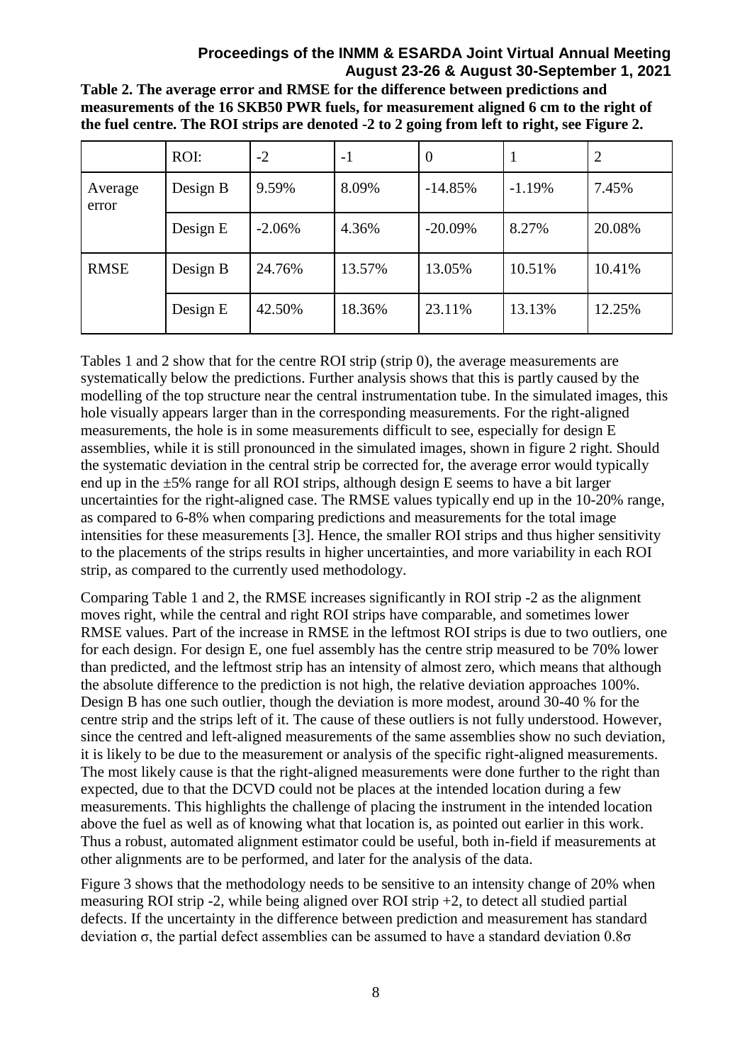**Table 2. The average error and RMSE for the difference between predictions and measurements of the 16 SKB50 PWR fuels, for measurement aligned 6 cm to the right of the fuel centre. The ROI strips are denoted -2 to 2 going from left to right, see Figure 2.**

| | ROI: | -2 | -1 | 0 | 1 | 2 |
|---|---|---|---|---|---|---|
| Average error | Design B | 9.59% | 8.09% | -14.85% | -1.19% | 7.45% |
| | Design E | -2.06% | 4.36% | -20.09% | 8.27% | 20.08% |
| RMSE | Design B | 24.76% | 13.57% | 13.05% | 10.51% | 10.41% |
| | Design E | 42.50% | 18.36% | 23.11% | 13.13% | 12.25% |

Tables 1 and 2 show that for the centre ROI strip (strip 0), the average measurements are systematically below the predictions. Further analysis shows that this is partly caused by the modelling of the top structure near the central instrumentation tube. In the simulated images, this hole visually appears larger than in the corresponding measurements. For the right-aligned measurements, the hole is in some measurements difficult to see, especially for design E assemblies, while it is still pronounced in the simulated images, shown in figure 2 right. Should the systematic deviation in the central strip be corrected for, the average error would typically end up in the ±5% range for all ROI strips, although design E seems to have a bit larger uncertainties for the right-aligned case. The RMSE values typically end up in the 10-20% range, as compared to 6-8% when comparing predictions and measurements for the total image intensities for these measurements [3]. Hence, the smaller ROI strips and thus higher sensitivity to the placements of the strips results in higher uncertainties, and more variability in each ROI strip, as compared to the currently used methodology.

Comparing Table 1 and 2, the RMSE increases significantly in ROI strip -2 as the alignment moves right, while the central and right ROI strips have comparable, and sometimes lower RMSE values. Part of the increase in RMSE in the leftmost ROI strips is due to two outliers, one for each design. For design E, one fuel assembly has the centre strip measured to be 70% lower than predicted, and the leftmost strip has an intensity of almost zero, which means that although the absolute difference to the prediction is not high, the relative deviation approaches 100%. Design B has one such outlier, though the deviation is more modest, around 30-40 % for the centre strip and the strips left of it. The cause of these outliers is not fully understood. However, since the centred and left-aligned measurements of the same assemblies show no such deviation, it is likely to be due to the measurement or analysis of the specific right-aligned measurements. The most likely cause is that the right-aligned measurements were done further to the right than expected, due to that the DCVD could not be places at the intended location during a few measurements. This highlights the challenge of placing the instrument in the intended location above the fuel as well as of knowing what that location is, as pointed out earlier in this work. Thus a robust, automated alignment estimator could be useful, both in-field if measurements at other alignments are to be performed, and later for the analysis of the data.

Figure 3 shows that the methodology needs to be sensitive to an intensity change of 20% when measuring ROI strip -2, while being aligned over ROI strip +2, to detect all studied partial defects. If the uncertainty in the difference between prediction and measurement has standard deviation $\sigma$, the partial defect assemblies can be assumed to have a standard deviation $0.8\sigma$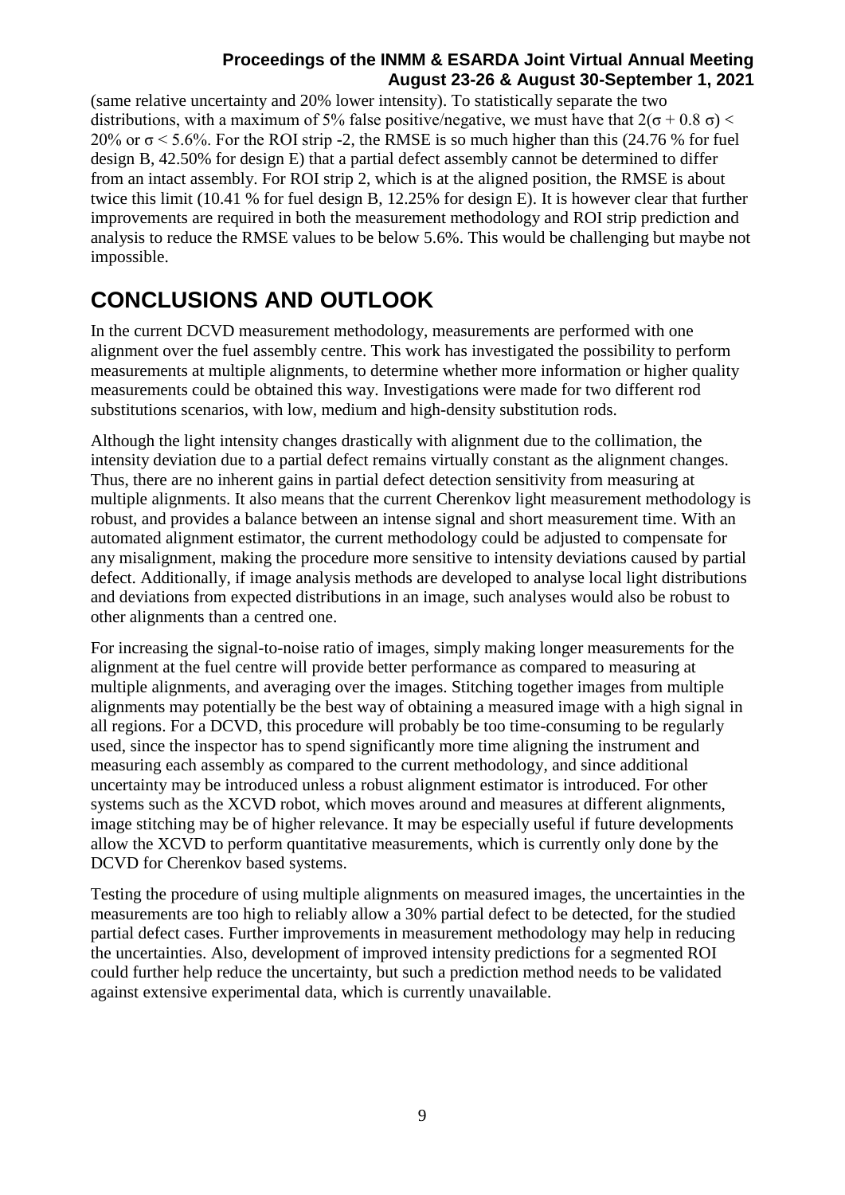(same relative uncertainty and 20% lower intensity). To statistically separate the two distributions, with a maximum of 5% false positive/negative, we must have that $2(\sigma + 0.8\,\sigma) < 20\%$ or $\sigma < 5.6\%$. For the ROI strip -2, the RMSE is so much higher than this (24.76 % for fuel design B, 42.50% for design E) that a partial defect assembly cannot be determined to differ from an intact assembly. For ROI strip 2, which is at the aligned position, the RMSE is about twice this limit (10.41 % for fuel design B, 12.25% for design E). It is however clear that further improvements are required in both the measurement methodology and ROI strip prediction and analysis to reduce the RMSE values to be below 5.6%. This would be challenging but maybe not impossible.

# CONCLUSIONS AND OUTLOOK

In the current DCVD measurement methodology, measurements are performed with one alignment over the fuel assembly centre. This work has investigated the possibility to perform measurements at multiple alignments, to determine whether more information or higher quality measurements could be obtained this way. Investigations were made for two different rod substitutions scenarios, with low, medium and high-density substitution rods.

Although the light intensity changes drastically with alignment due to the collimation, the intensity deviation due to a partial defect remains virtually constant as the alignment changes. Thus, there are no inherent gains in partial defect detection sensitivity from measuring at multiple alignments. It also means that the current Cherenkov light measurement methodology is robust, and provides a balance between an intense signal and short measurement time. With an automated alignment estimator, the current methodology could be adjusted to compensate for any misalignment, making the procedure more sensitive to intensity deviations caused by partial defect. Additionally, if image analysis methods are developed to analyse local light distributions and deviations from expected distributions in an image, such analyses would also be robust to other alignments than a centred one.

For increasing the signal-to-noise ratio of images, simply making longer measurements for the alignment at the fuel centre will provide better performance as compared to measuring at multiple alignments, and averaging over the images. Stitching together images from multiple alignments may potentially be the best way of obtaining a measured image with a high signal in all regions. For a DCVD, this procedure will probably be too time-consuming to be regularly used, since the inspector has to spend significantly more time aligning the instrument and measuring each assembly as compared to the current methodology, and since additional uncertainty may be introduced unless a robust alignment estimator is introduced. For other systems such as the XCVD robot, which moves around and measures at different alignments, image stitching may be of higher relevance. It may be especially useful if future developments allow the XCVD to perform quantitative measurements, which is currently only done by the DCVD for Cherenkov based systems.

Testing the procedure of using multiple alignments on measured images, the uncertainties in the measurements are too high to reliably allow a 30% partial defect to be detected, for the studied partial defect cases. Further improvements in measurement methodology may help in reducing the uncertainties. Also, development of improved intensity predictions for a segmented ROI could further help reduce the uncertainty, but such a prediction method needs to be validated against extensive experimental data, which is currently unavailable.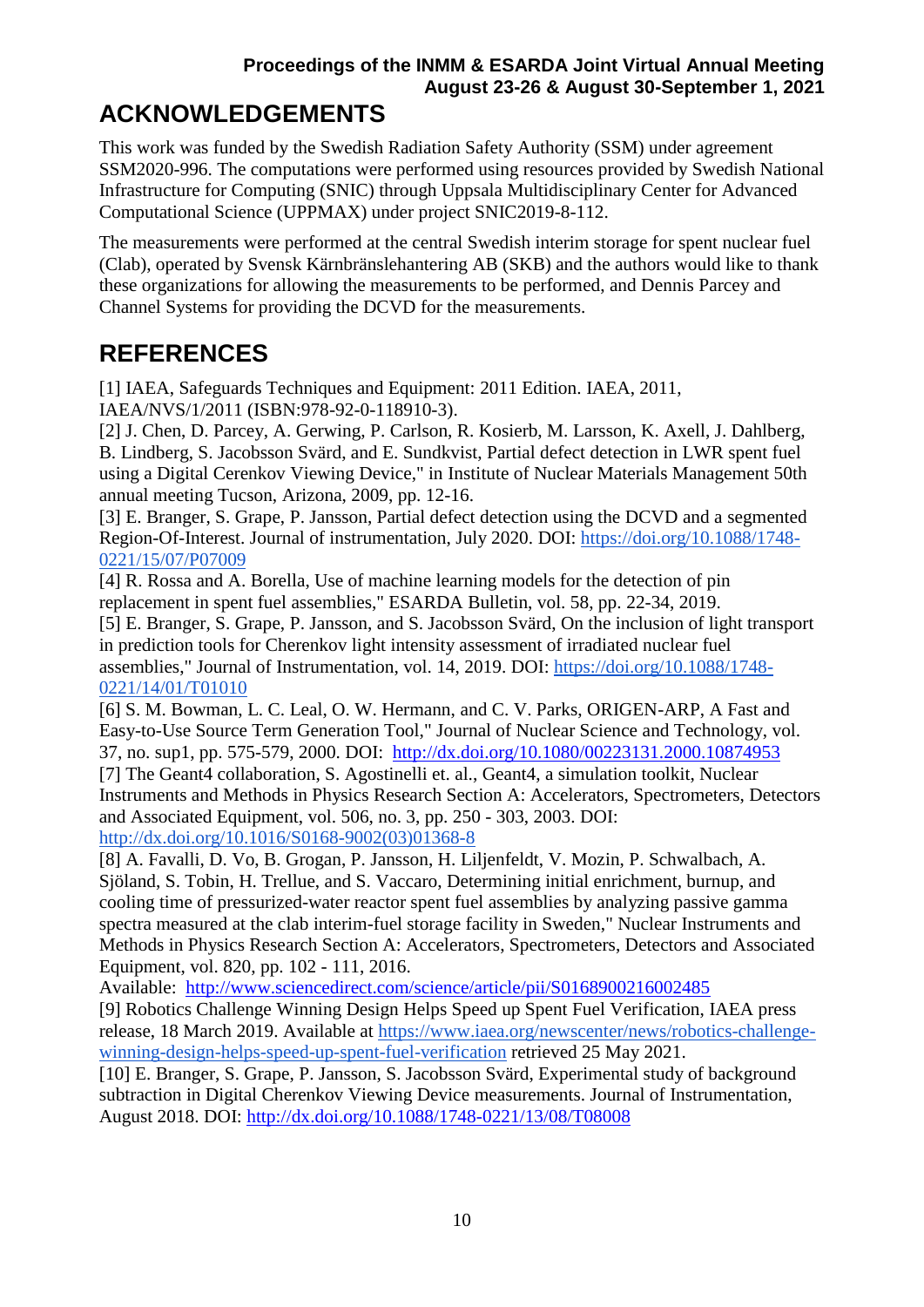## ACKNOWLEDGEMENTS

This work was funded by the Swedish Radiation Safety Authority (SSM) under agreement SSM2020-996. The computations were performed using resources provided by Swedish National Infrastructure for Computing (SNIC) through Uppsala Multidisciplinary Center for Advanced Computational Science (UPPMAX) under project SNIC2019-8-112.

The measurements were performed at the central Swedish interim storage for spent nuclear fuel (Clab), operated by Svensk Kärnbränslehantering AB (SKB) and the authors would like to thank these organizations for allowing the measurements to be performed, and Dennis Parcey and Channel Systems for providing the DCVD for the measurements.

## REFERENCES

[1] IAEA, Safeguards Techniques and Equipment: 2011 Edition. IAEA, 2011, IAEA/NVS/1/2011 (ISBN:978-92-0-118910-3).
[2] J. Chen, D. Parcey, A. Gerwing, P. Carlson, R. Kosierb, M. Larsson, K. Axell, J. Dahlberg, B. Lindberg, S. Jacobsson Svärd, and E. Sundkvist, Partial defect detection in LWR spent fuel using a Digital Cerenkov Viewing Device," in Institute of Nuclear Materials Management 50th annual meeting Tucson, Arizona, 2009, pp. 12-16.
[3] E. Branger, S. Grape, P. Jansson, Partial defect detection using the DCVD and a segmented Region-Of-Interest. Journal of instrumentation, July 2020. DOI: https://doi.org/10.1088/1748-0221/15/07/P07009
[4] R. Rossa and A. Borella, Use of machine learning models for the detection of pin replacement in spent fuel assemblies," ESARDA Bulletin, vol. 58, pp. 22-34, 2019.
[5] E. Branger, S. Grape, P. Jansson, and S. Jacobsson Svärd, On the inclusion of light transport in prediction tools for Cherenkov light intensity assessment of irradiated nuclear fuel assemblies," Journal of Instrumentation, vol. 14, 2019. DOI: https://doi.org/10.1088/1748-0221/14/01/T01010
[6] S. M. Bowman, L. C. Leal, O. W. Hermann, and C. V. Parks, ORIGEN-ARP, A Fast and Easy-to-Use Source Term Generation Tool," Journal of Nuclear Science and Technology, vol. 37, no. sup1, pp. 575-579, 2000. DOI: http://dx.doi.org/10.1080/00223131.2000.10874953
[7] The Geant4 collaboration, S. Agostinelli et. al., Geant4, a simulation toolkit, Nuclear Instruments and Methods in Physics Research Section A: Accelerators, Spectrometers, Detectors and Associated Equipment, vol. 506, no. 3, pp. 250 - 303, 2003. DOI: http://dx.doi.org/10.1016/S0168-9002(03)01368-8
[8] A. Favalli, D. Vo, B. Grogan, P. Jansson, H. Liljenfeldt, V. Mozin, P. Schwalbach, A. Sjöland, S. Tobin, H. Trellue, and S. Vaccaro, Determining initial enrichment, burnup, and cooling time of pressurized-water reactor spent fuel assemblies by analyzing passive gamma spectra measured at the clab interim-fuel storage facility in Sweden," Nuclear Instruments and Methods in Physics Research Section A: Accelerators, Spectrometers, Detectors and Associated Equipment, vol. 820, pp. 102 - 111, 2016.
Available: http://www.sciencedirect.com/science/article/pii/S0168900216002485
[9] Robotics Challenge Winning Design Helps Speed up Spent Fuel Verification, IAEA press release, 18 March 2019. Available at https://www.iaea.org/newscenter/news/robotics-challenge-winning-design-helps-speed-up-spent-fuel-verification retrieved 25 May 2021.
[10] E. Branger, S. Grape, P. Jansson, S. Jacobsson Svärd, Experimental study of background subtraction in Digital Cherenkov Viewing Device measurements. Journal of Instrumentation, August 2018. DOI: http://dx.doi.org/10.1088/1748-0221/13/08/T08008